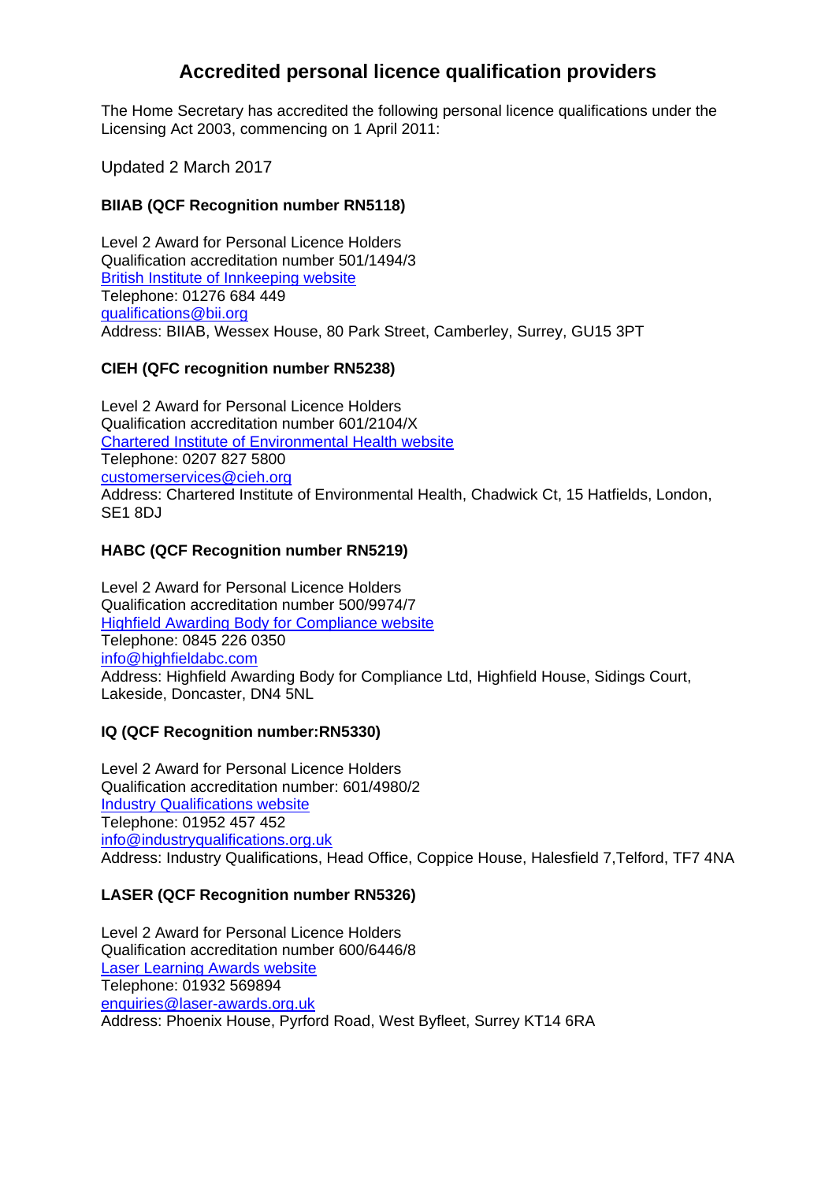# Accredited personal licence qualification providers

The Home Secretary has accredited the following personal licence qualifications under the Licensing Act 2003, commencing on 1 April 2011:

Updated 2 March 2017

**BIIAB (QCF Recognition number RN5118)**

Level 2 Award for Personal Licence Holders
Qualification accreditation number 501/1494/3
British Institute of Innkeeping website
Telephone: 01276 684 449
qualifications@bii.org
Address: BIIAB, Wessex House, 80 Park Street, Camberley, Surrey, GU15 3PT

**CIEH (QFC recognition number RN5238)**

Level 2 Award for Personal Licence Holders
Qualification accreditation number 601/2104/X
Chartered Institute of Environmental Health website
Telephone: 0207 827 5800
customerservices@cieh.org
Address: Chartered Institute of Environmental Health, Chadwick Ct, 15 Hatfields, London, SE1 8DJ

**HABC (QCF Recognition number RN5219)**

Level 2 Award for Personal Licence Holders
Qualification accreditation number 500/9974/7
Highfield Awarding Body for Compliance website
Telephone: 0845 226 0350
info@highfieldabc.com
Address: Highfield Awarding Body for Compliance Ltd, Highfield House, Sidings Court, Lakeside, Doncaster, DN4 5NL

**IQ (QCF Recognition number:RN5330)**

Level 2 Award for Personal Licence Holders
Qualification accreditation number: 601/4980/2
Industry Qualifications website
Telephone: 01952 457 452
info@industryqualifications.org.uk
Address: Industry Qualifications, Head Office, Coppice House, Halesfield 7,Telford, TF7 4NA

**LASER (QCF Recognition number RN5326)**

Level 2 Award for Personal Licence Holders
Qualification accreditation number 600/6446/8
Laser Learning Awards website
Telephone: 01932 569894
enquiries@laser-awards.org.uk
Address: Phoenix House, Pyrford Road, West Byfleet, Surrey KT14 6RA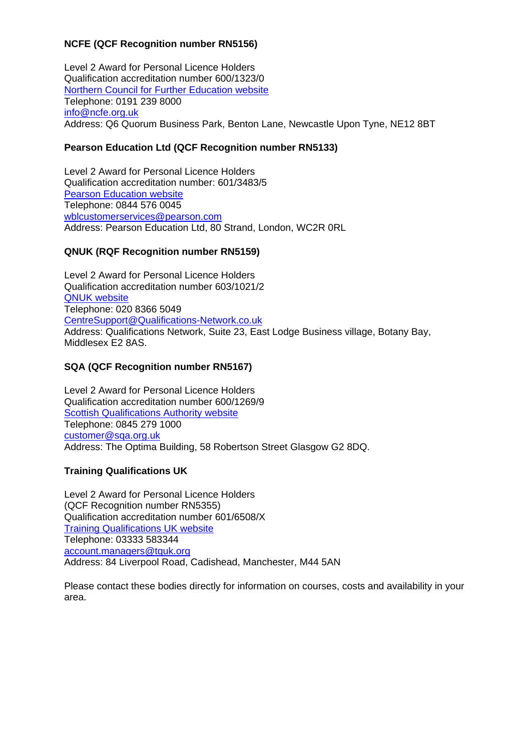**NCFE (QCF Recognition number RN5156)**

Level 2 Award for Personal Licence Holders
Qualification accreditation number 600/1323/0
[Northern Council for Further Education website]
Telephone: 0191 239 8000
info@ncfe.org.uk
Address: Q6 Quorum Business Park, Benton Lane, Newcastle Upon Tyne, NE12 8BT

**Pearson Education Ltd (QCF Recognition number RN5133)**

Level 2 Award for Personal Licence Holders
Qualification accreditation number: 601/3483/5
[Pearson Education website]
Telephone: 0844 576 0045
wblcustomerservices@pearson.com
Address: Pearson Education Ltd, 80 Strand, London, WC2R 0RL

**QNUK (RQF Recognition number RN5159)**

Level 2 Award for Personal Licence Holders
Qualification accreditation number 603/1021/2
[QNUK website]
Telephone: 020 8366 5049
CentreSupport@Qualifications-Network.co.uk
Address: Qualifications Network, Suite 23, East Lodge Business village, Botany Bay, Middlesex E2 8AS.

**SQA (QCF Recognition number RN5167)**

Level 2 Award for Personal Licence Holders
Qualification accreditation number 600/1269/9
[Scottish Qualifications Authority website]
Telephone: 0845 279 1000
customer@sqa.org.uk
Address: The Optima Building, 58 Robertson Street Glasgow G2 8DQ.

**Training Qualifications UK**

Level 2 Award for Personal Licence Holders
(QCF Recognition number RN5355)
Qualification accreditation number 601/6508/X
[Training Qualifications UK website]
Telephone: 03333 583344
account.managers@tquk.org
Address: 84 Liverpool Road, Cadishead, Manchester, M44 5AN

Please contact these bodies directly for information on courses, costs and availability in your area.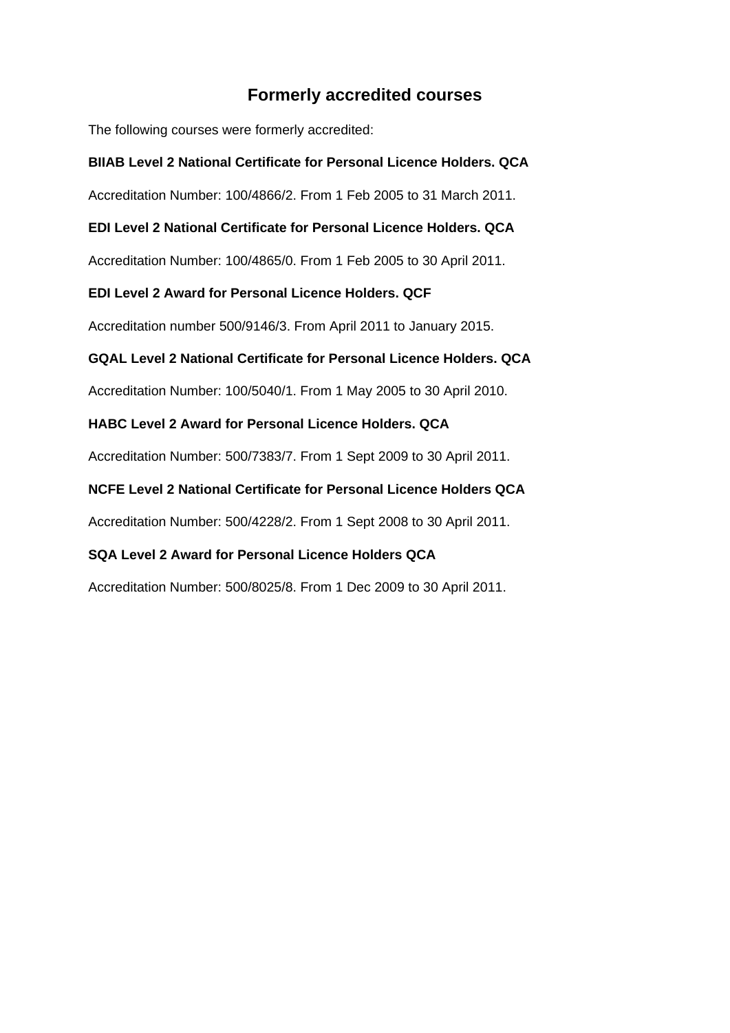## Formerly accredited courses

The following courses were formerly accredited:

**BIIAB Level 2 National Certificate for Personal Licence Holders. QCA**

Accreditation Number: 100/4866/2. From 1 Feb 2005 to 31 March 2011.

**EDI Level 2 National Certificate for Personal Licence Holders. QCA**

Accreditation Number: 100/4865/0. From 1 Feb 2005 to 30 April 2011.

**EDI Level 2 Award for Personal Licence Holders. QCF**

Accreditation number 500/9146/3. From April 2011 to January 2015.

**GQAL Level 2 National Certificate for Personal Licence Holders. QCA**

Accreditation Number: 100/5040/1. From 1 May 2005 to 30 April 2010.

**HABC Level 2 Award for Personal Licence Holders. QCA**

Accreditation Number: 500/7383/7. From 1 Sept 2009 to 30 April 2011.

**NCFE Level 2 National Certificate for Personal Licence Holders QCA**

Accreditation Number: 500/4228/2. From 1 Sept 2008 to 30 April 2011.

**SQA Level 2 Award for Personal Licence Holders QCA**

Accreditation Number: 500/8025/8. From 1 Dec 2009 to 30 April 2011.